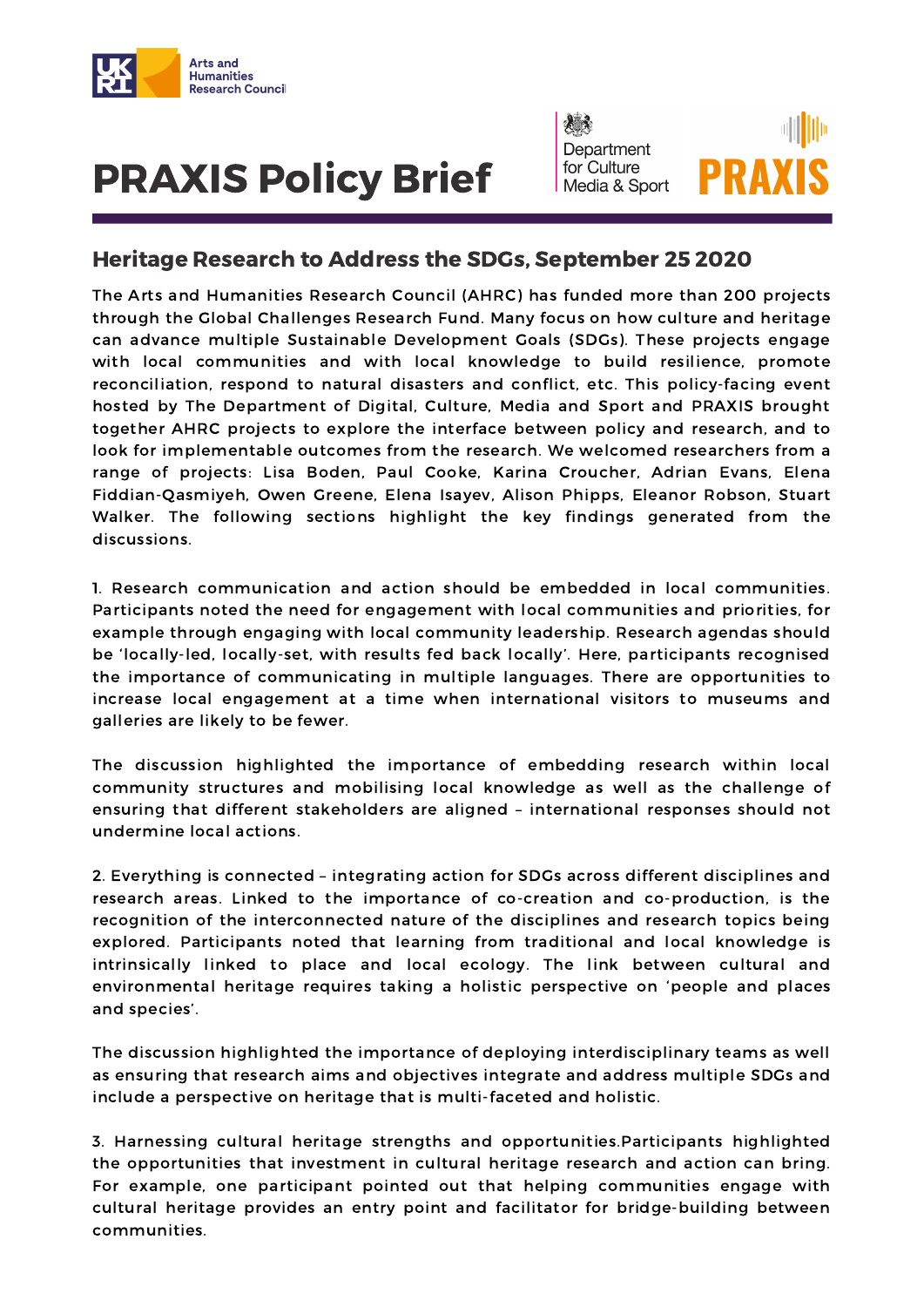# PRAXIS Policy Brief

## Heritage Research to Address the SDGs, September 25 2020

The Arts and Humanities Research Council (AHRC) has funded more than 200 projects through the Global Challenges Research Fund. Many focus on how culture and heritage can advance multiple Sustainable Development Goals (SDGs). These projects engage with local communities and with local knowledge to build resilience, promote reconciliation, respond to natural disasters and conflict, etc. This policy-facing event hosted by The Department of Digital, Culture, Media and Sport and PRAXIS brought together AHRC projects to explore the interface between policy and research, and to look for implementable outcomes from the research. We welcomed researchers from a range of projects: Lisa Boden, Paul Cooke, Karina Croucher, Adrian Evans, Elena Fiddian-Qasmiyeh, Owen Greene, Elena Isayev, Alison Phipps, Eleanor Robson, Stuart Walker. The following sections highlight the key findings generated from the discussions.

1. Research communication and action should be embedded in local communities. Participants noted the need for engagement with local communities and priorities, for example through engaging with local community leadership. Research agendas should be 'locally-led, locally-set, with results fed back locally'. Here, participants recognised the importance of communicating in multiple languages. There are opportunities to increase local engagement at a time when international visitors to museums and galleries are likely to be fewer.

The discussion highlighted the importance of embedding research within local community structures and mobilising local knowledge as well as the challenge of ensuring that different stakeholders are aligned – international responses should not undermine local actions.

2. Everything is connected – integrating action for SDGs across different disciplines and research areas. Linked to the importance of co-creation and co-production, is the recognition of the interconnected nature of the disciplines and research topics being explored. Participants noted that learning from traditional and local knowledge is intrinsically linked to place and local ecology. The link between cultural and environmental heritage requires taking a holistic perspective on 'people and places and species'.

The discussion highlighted the importance of deploying interdisciplinary teams as well as ensuring that research aims and objectives integrate and address multiple SDGs and include a perspective on heritage that is multi-faceted and holistic.

3. Harnessing cultural heritage strengths and opportunities.Participants highlighted the opportunities that investment in cultural heritage research and action can bring. For example, one participant pointed out that helping communities engage with cultural heritage provides an entry point and facilitator for bridge-building between communities.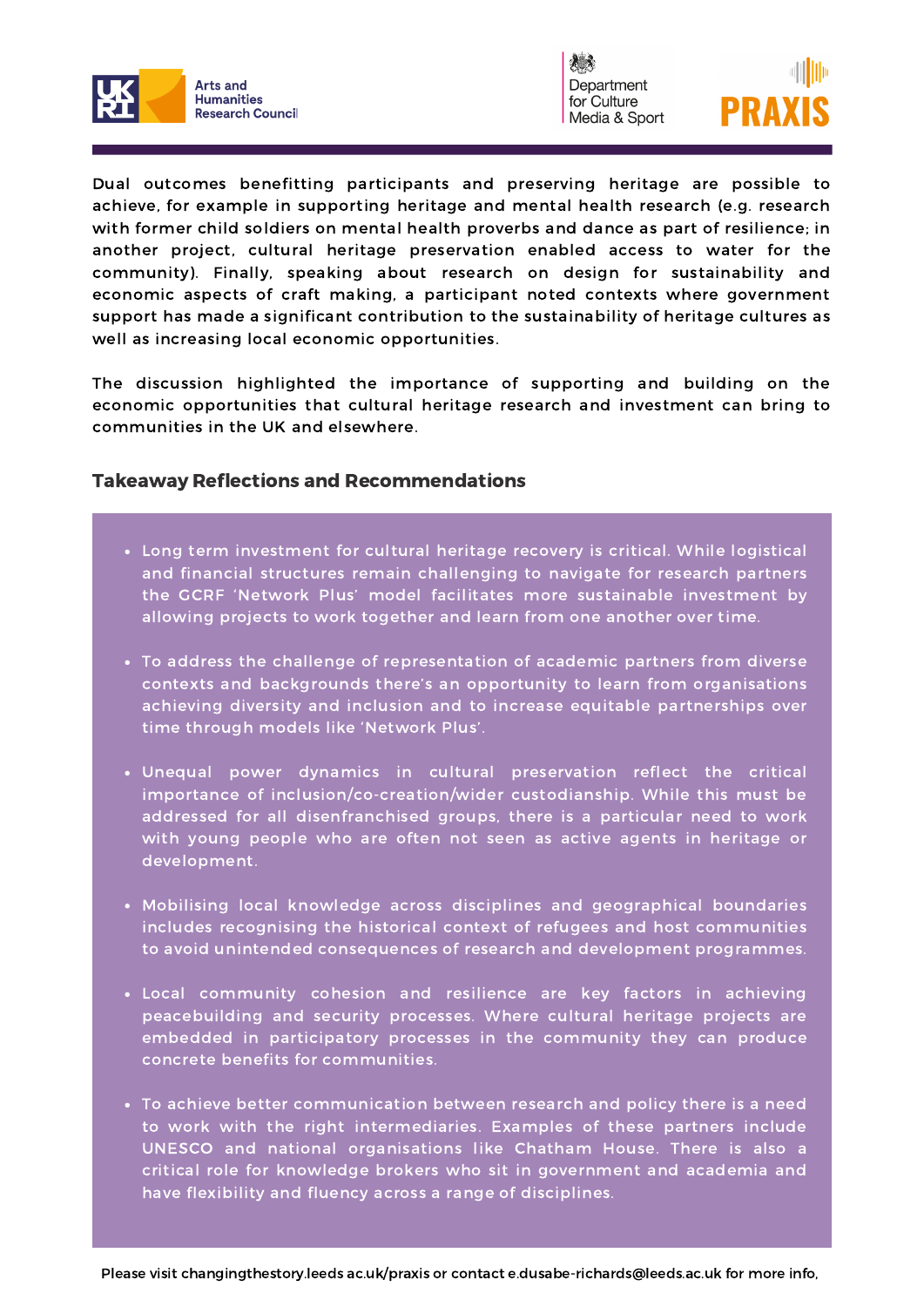Dual outcomes benefitting participants and preserving heritage are possible to achieve, for example in supporting heritage and mental health research (e.g. research with former child soldiers on mental health proverbs and dance as part of resilience; in another project, cultural heritage preservation enabled access to water for the community). Finally, speaking about research on design for sustainability and economic aspects of craft making, a participant noted contexts where government support has made a significant contribution to the sustainability of heritage cultures as well as increasing local economic opportunities.

The discussion highlighted the importance of supporting and building on the economic opportunities that cultural heritage research and investment can bring to communities in the UK and elsewhere.

### Takeaway Reflections and Recommendations

- Long term investment for cultural heritage recovery is critical. While logistical and financial structures remain challenging to navigate for research partners the GCRF 'Network Plus' model facilitates more sustainable investment by allowing projects to work together and learn from one another over time.
- To address the challenge of representation of academic partners from diverse contexts and backgrounds there's an opportunity to learn from organisations achieving diversity and inclusion and to increase equitable partnerships over time through models like 'Network Plus'.
- Unequal power dynamics in cultural preservation reflect the critical importance of inclusion/co-creation/wider custodianship. While this must be addressed for all disenfranchised groups, there is a particular need to work with young people who are often not seen as active agents in heritage or development.
- Mobilising local knowledge across disciplines and geographical boundaries includes recognising the historical context of refugees and host communities to avoid unintended consequences of research and development programmes.
- Local community cohesion and resilience are key factors in achieving peacebuilding and security processes. Where cultural heritage projects are embedded in participatory processes in the community they can produce concrete benefits for communities.
- To achieve better communication between research and policy there is a need to work with the right intermediaries. Examples of these partners include UNESCO and national organisations like Chatham House. There is also a critical role for knowledge brokers who sit in government and academia and have flexibility and fluency across a range of disciplines.

Please visit changingthestory.leeds ac.uk/praxis or contact e.dusabe-richards@leeds.ac.uk for more info,